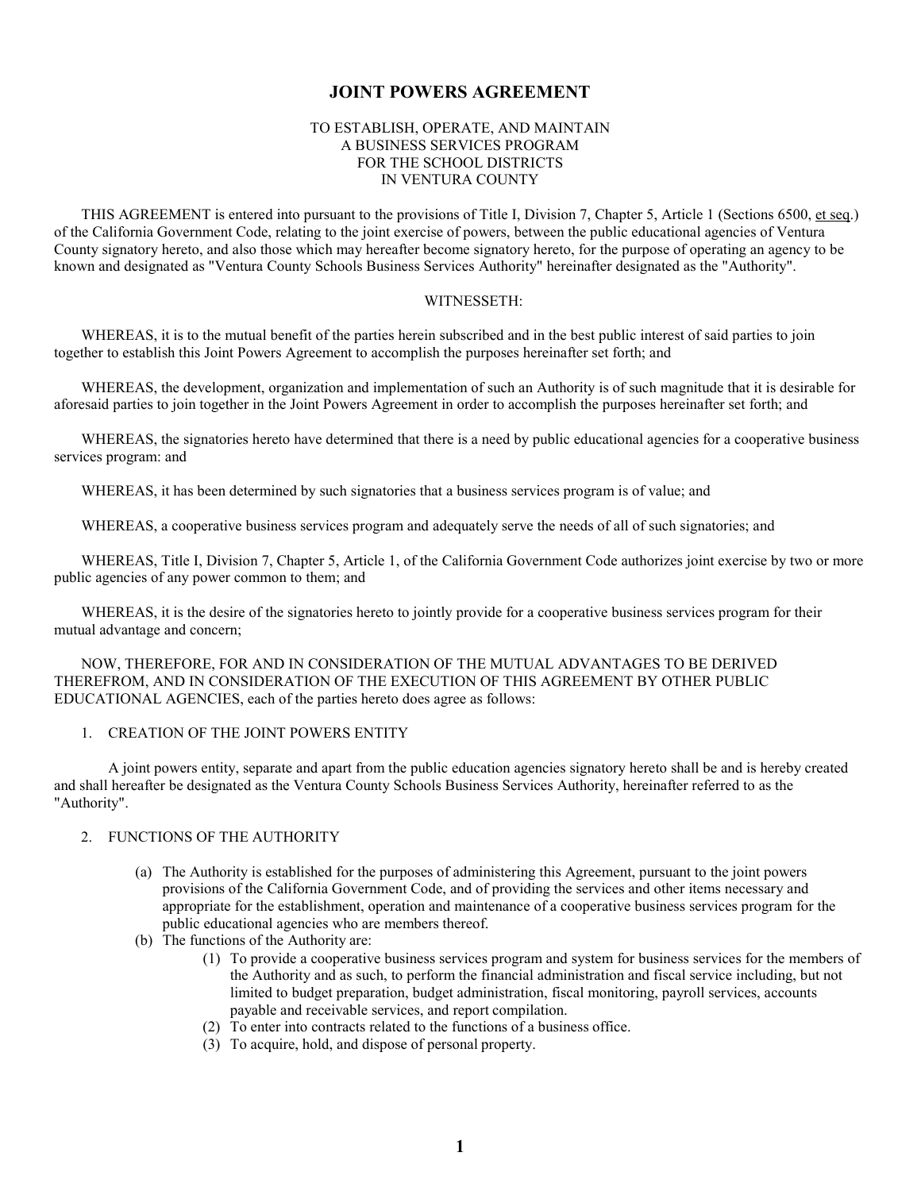# JOINT POWERS AGREEMENT

TO ESTABLISH, OPERATE, AND MAINTAIN
A BUSINESS SERVICES PROGRAM
FOR THE SCHOOL DISTRICTS
IN VENTURA COUNTY

THIS AGREEMENT is entered into pursuant to the provisions of Title I, Division 7, Chapter 5, Article 1 (Sections 6500, et seq.) of the California Government Code, relating to the joint exercise of powers, between the public educational agencies of Ventura County signatory hereto, and also those which may hereafter become signatory hereto, for the purpose of operating an agency to be known and designated as "Ventura County Schools Business Services Authority" hereinafter designated as the "Authority".

WITNESSETH:

WHEREAS, it is to the mutual benefit of the parties herein subscribed and in the best public interest of said parties to join together to establish this Joint Powers Agreement to accomplish the purposes hereinafter set forth; and

WHEREAS, the development, organization and implementation of such an Authority is of such magnitude that it is desirable for aforesaid parties to join together in the Joint Powers Agreement in order to accomplish the purposes hereinafter set forth; and

WHEREAS, the signatories hereto have determined that there is a need by public educational agencies for a cooperative business services program: and

WHEREAS, it has been determined by such signatories that a business services program is of value; and

WHEREAS, a cooperative business services program and adequately serve the needs of all of such signatories; and

WHEREAS, Title I, Division 7, Chapter 5, Article 1, of the California Government Code authorizes joint exercise by two or more public agencies of any power common to them; and

WHEREAS, it is the desire of the signatories hereto to jointly provide for a cooperative business services program for their mutual advantage and concern;

NOW, THEREFORE, FOR AND IN CONSIDERATION OF THE MUTUAL ADVANTAGES TO BE DERIVED THEREFROM, AND IN CONSIDERATION OF THE EXECUTION OF THIS AGREEMENT BY OTHER PUBLIC EDUCATIONAL AGENCIES, each of the parties hereto does agree as follows:

1. CREATION OF THE JOINT POWERS ENTITY

A joint powers entity, separate and apart from the public education agencies signatory hereto shall be and is hereby created and shall hereafter be designated as the Ventura County Schools Business Services Authority, hereinafter referred to as the "Authority".

2. FUNCTIONS OF THE AUTHORITY

   (a) The Authority is established for the purposes of administering this Agreement, pursuant to the joint powers provisions of the California Government Code, and of providing the services and other items necessary and appropriate for the establishment, operation and maintenance of a cooperative business services program for the public educational agencies who are members thereof.
   (b) The functions of the Authority are:
      (1) To provide a cooperative business services program and system for business services for the members of the Authority and as such, to perform the financial administration and fiscal service including, but not limited to budget preparation, budget administration, fiscal monitoring, payroll services, accounts payable and receivable services, and report compilation.
      (2) To enter into contracts related to the functions of a business office.
      (3) To acquire, hold, and dispose of personal property.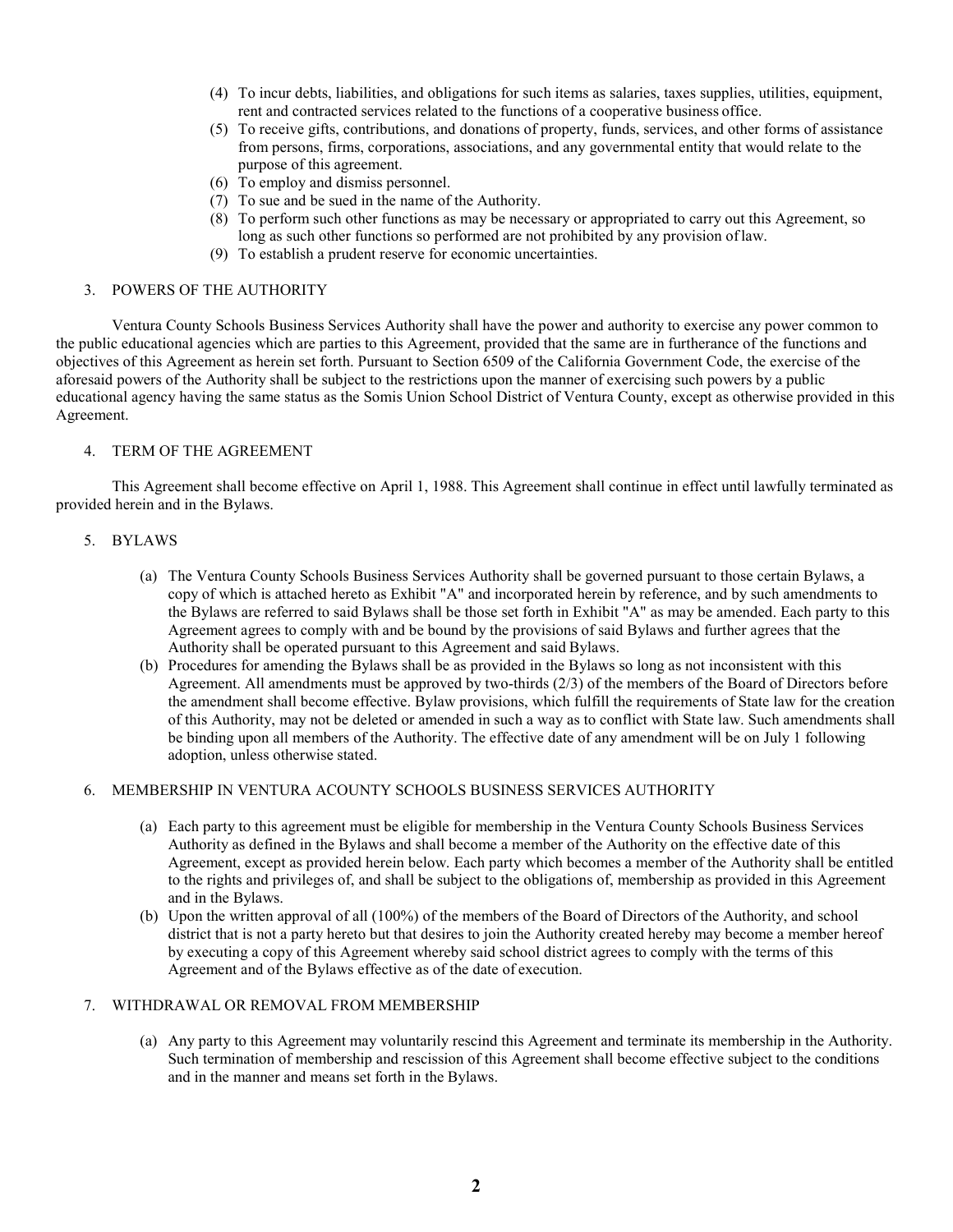(4) To incur debts, liabilities, and obligations for such items as salaries, taxes supplies, utilities, equipment, rent and contracted services related to the functions of a cooperative business office.
(5) To receive gifts, contributions, and donations of property, funds, services, and other forms of assistance from persons, firms, corporations, associations, and any governmental entity that would relate to the purpose of this agreement.
(6) To employ and dismiss personnel.
(7) To sue and be sued in the name of the Authority.
(8) To perform such other functions as may be necessary or appropriated to carry out this Agreement, so long as such other functions so performed are not prohibited by any provision of law.
(9) To establish a prudent reserve for economic uncertainties.

3. POWERS OF THE AUTHORITY

Ventura County Schools Business Services Authority shall have the power and authority to exercise any power common to the public educational agencies which are parties to this Agreement, provided that the same are in furtherance of the functions and objectives of this Agreement as herein set forth. Pursuant to Section 6509 of the California Government Code, the exercise of the aforesaid powers of the Authority shall be subject to the restrictions upon the manner of exercising such powers by a public educational agency having the same status as the Somis Union School District of Ventura County, except as otherwise provided in this Agreement.

4. TERM OF THE AGREEMENT

This Agreement shall become effective on April 1, 1988. This Agreement shall continue in effect until lawfully terminated as provided herein and in the Bylaws.

5. BYLAWS

(a) The Ventura County Schools Business Services Authority shall be governed pursuant to those certain Bylaws, a copy of which is attached hereto as Exhibit "A" and incorporated herein by reference, and by such amendments to the Bylaws are referred to said Bylaws shall be those set forth in Exhibit "A" as may be amended. Each party to this Agreement agrees to comply with and be bound by the provisions of said Bylaws and further agrees that the Authority shall be operated pursuant to this Agreement and said Bylaws.
(b) Procedures for amending the Bylaws shall be as provided in the Bylaws so long as not inconsistent with this Agreement. All amendments must be approved by two-thirds (2/3) of the members of the Board of Directors before the amendment shall become effective. Bylaw provisions, which fulfill the requirements of State law for the creation of this Authority, may not be deleted or amended in such a way as to conflict with State law. Such amendments shall be binding upon all members of the Authority. The effective date of any amendment will be on July 1 following adoption, unless otherwise stated.

6. MEMBERSHIP IN VENTURA ACOUNTY SCHOOLS BUSINESS SERVICES AUTHORITY

(a) Each party to this agreement must be eligible for membership in the Ventura County Schools Business Services Authority as defined in the Bylaws and shall become a member of the Authority on the effective date of this Agreement, except as provided herein below. Each party which becomes a member of the Authority shall be entitled to the rights and privileges of, and shall be subject to the obligations of, membership as provided in this Agreement and in the Bylaws.
(b) Upon the written approval of all (100%) of the members of the Board of Directors of the Authority, and school district that is not a party hereto but that desires to join the Authority created hereby may become a member hereof by executing a copy of this Agreement whereby said school district agrees to comply with the terms of this Agreement and of the Bylaws effective as of the date of execution.

7. WITHDRAWAL OR REMOVAL FROM MEMBERSHIP

(a) Any party to this Agreement may voluntarily rescind this Agreement and terminate its membership in the Authority. Such termination of membership and rescission of this Agreement shall become effective subject to the conditions and in the manner and means set forth in the Bylaws.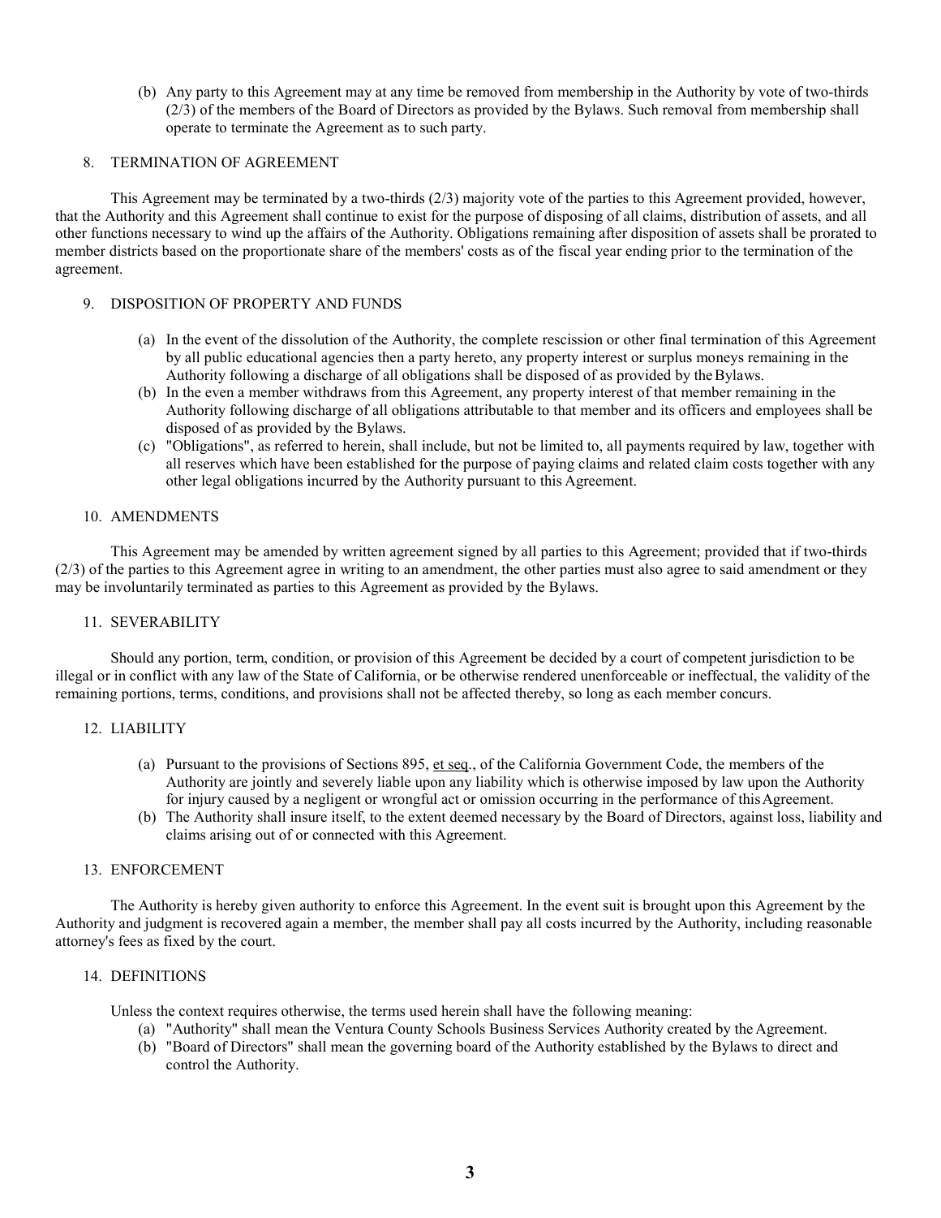(b) Any party to this Agreement may at any time be removed from membership in the Authority by vote of two-thirds (2/3) of the members of the Board of Directors as provided by the Bylaws. Such removal from membership shall operate to terminate the Agreement as to such party.

## 8. TERMINATION OF AGREEMENT

This Agreement may be terminated by a two-thirds (2/3) majority vote of the parties to this Agreement provided, however, that the Authority and this Agreement shall continue to exist for the purpose of disposing of all claims, distribution of assets, and all other functions necessary to wind up the affairs of the Authority. Obligations remaining after disposition of assets shall be prorated to member districts based on the proportionate share of the members' costs as of the fiscal year ending prior to the termination of the agreement.

## 9. DISPOSITION OF PROPERTY AND FUNDS

(a) In the event of the dissolution of the Authority, the complete rescission or other final termination of this Agreement by all public educational agencies then a party hereto, any property interest or surplus moneys remaining in the Authority following a discharge of all obligations shall be disposed of as provided by the Bylaws.

(b) In the even a member withdraws from this Agreement, any property interest of that member remaining in the Authority following discharge of all obligations attributable to that member and its officers and employees shall be disposed of as provided by the Bylaws.

(c) "Obligations", as referred to herein, shall include, but not be limited to, all payments required by law, together with all reserves which have been established for the purpose of paying claims and related claim costs together with any other legal obligations incurred by the Authority pursuant to this Agreement.

## 10. AMENDMENTS

This Agreement may be amended by written agreement signed by all parties to this Agreement; provided that if two-thirds (2/3) of the parties to this Agreement agree in writing to an amendment, the other parties must also agree to said amendment or they may be involuntarily terminated as parties to this Agreement as provided by the Bylaws.

## 11. SEVERABILITY

Should any portion, term, condition, or provision of this Agreement be decided by a court of competent jurisdiction to be illegal or in conflict with any law of the State of California, or be otherwise rendered unenforceable or ineffectual, the validity of the remaining portions, terms, conditions, and provisions shall not be affected thereby, so long as each member concurs.

## 12. LIABILITY

(a) Pursuant to the provisions of Sections 895, et seq., of the California Government Code, the members of the Authority are jointly and severely liable upon any liability which is otherwise imposed by law upon the Authority for injury caused by a negligent or wrongful act or omission occurring in the performance of this Agreement.

(b) The Authority shall insure itself, to the extent deemed necessary by the Board of Directors, against loss, liability and claims arising out of or connected with this Agreement.

## 13. ENFORCEMENT

The Authority is hereby given authority to enforce this Agreement. In the event suit is brought upon this Agreement by the Authority and judgment is recovered again a member, the member shall pay all costs incurred by the Authority, including reasonable attorney's fees as fixed by the court.

## 14. DEFINITIONS

Unless the context requires otherwise, the terms used herein shall have the following meaning:

(a) "Authority" shall mean the Ventura County Schools Business Services Authority created by the Agreement.

(b) "Board of Directors" shall mean the governing board of the Authority established by the Bylaws to direct and control the Authority.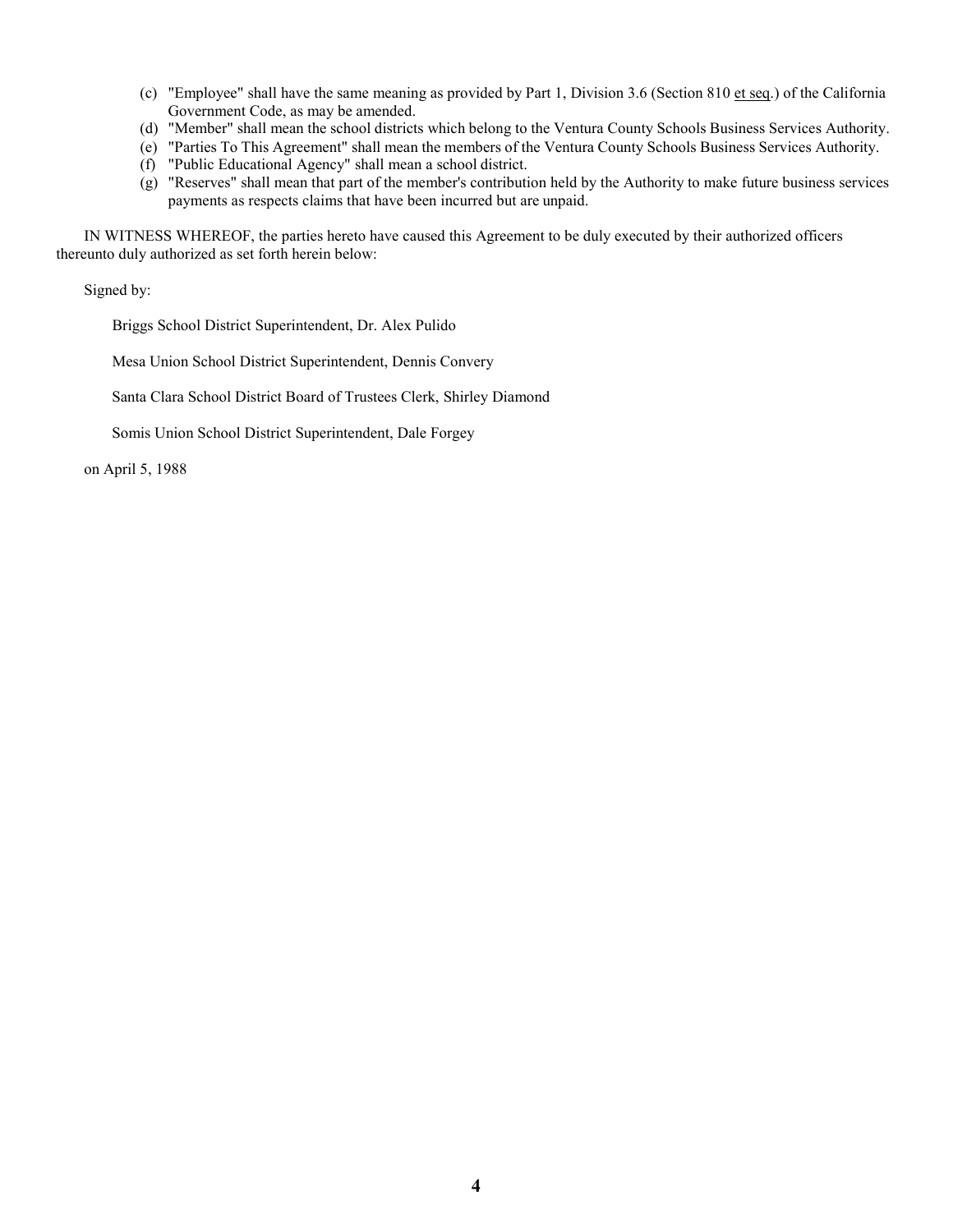(c) "Employee" shall have the same meaning as provided by Part 1, Division 3.6 (Section 810 et seq.) of the California Government Code, as may be amended.
(d) "Member" shall mean the school districts which belong to the Ventura County Schools Business Services Authority.
(e) "Parties To This Agreement" shall mean the members of the Ventura County Schools Business Services Authority.
(f) "Public Educational Agency" shall mean a school district.
(g) "Reserves" shall mean that part of the member's contribution held by the Authority to make future business services payments as respects claims that have been incurred but are unpaid.

IN WITNESS WHEREOF, the parties hereto have caused this Agreement to be duly executed by their authorized officers thereunto duly authorized as set forth herein below:

Signed by:

Briggs School District Superintendent, Dr. Alex Pulido

Mesa Union School District Superintendent, Dennis Convery

Santa Clara School District Board of Trustees Clerk, Shirley Diamond

Somis Union School District Superintendent, Dale Forgey

on April 5, 1988